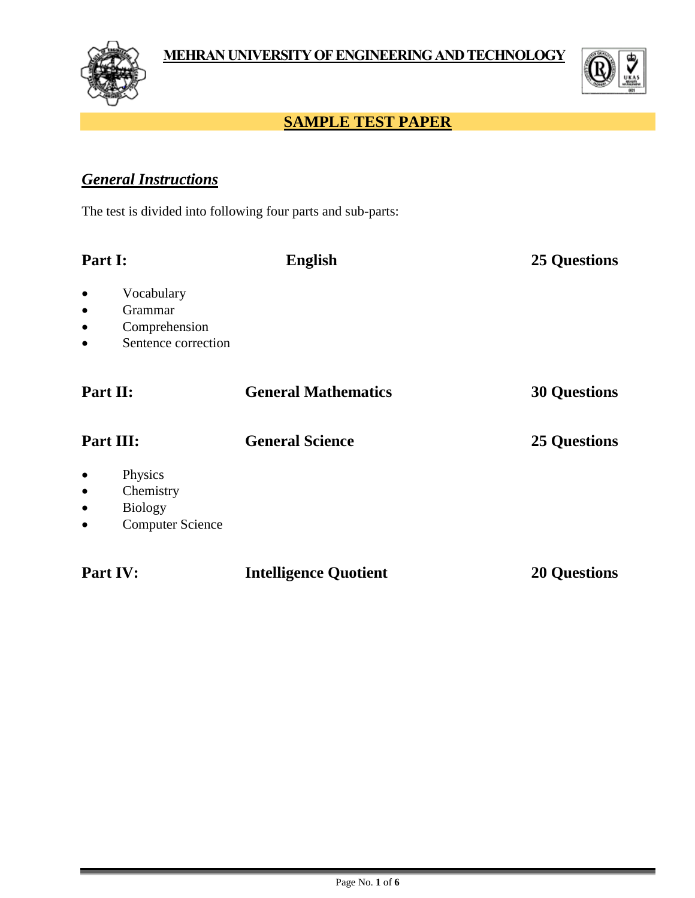**MEHRAN UNIVERSITY OF ENGINEERING AND TECHNOLOGY**

# SAMPLE TEST PAPER

## *General Instructions*

The test is divided into following four parts and sub-parts:

| | | |
|---|---|---|
| **Part I:** | **English** | **25 Questions** |

- Vocabulary
- Grammar
- Comprehension
- Sentence correction

| | | |
|---|---|---|
| **Part II:** | **General Mathematics** | **30 Questions** |
| **Part III:** | **General Science** | **25 Questions** |

- Physics
- Chemistry
- Biology
- Computer Science

| | | |
|---|---|---|
| **Part IV:** | **Intelligence Quotient** | **20 Questions** |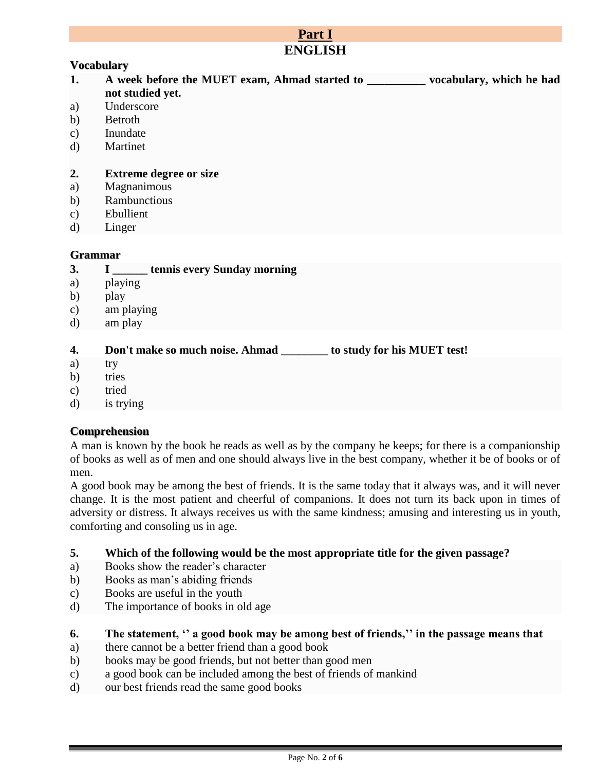# Part I

## ENGLISH

### Vocabulary

**1. A week before the MUET exam, Ahmad started to __________ vocabulary, which he had not studied yet.**

a) Underscore
b) Betroth
c) Inundate
d) Martinet

**2. Extreme degree or size**

a) Magnanimous
b) Rambunctious
c) Ebullient
d) Linger

### Grammar

**3. I ______ tennis every Sunday morning**

a) playing
b) play
c) am playing
d) am play

**4. Don't make so much noise. Ahmad ________ to study for his MUET test!**

a) try
b) tries
c) tried
d) is trying

### Comprehension

A man is known by the book he reads as well as by the company he keeps; for there is a companionship of books as well as of men and one should always live in the best company, whether it be of books or of men.

A good book may be among the best of friends. It is the same today that it always was, and it will never change. It is the most patient and cheerful of companions. It does not turn its back upon in times of adversity or distress. It always receives us with the same kindness; amusing and interesting us in youth, comforting and consoling us in age.

**5. Which of the following would be the most appropriate title for the given passage?**

a) Books show the reader's character
b) Books as man's abiding friends
c) Books are useful in the youth
d) The importance of books in old age

**6. The statement, '' a good book may be among best of friends,'' in the passage means that**

a) there cannot be a better friend than a good book
b) books may be good friends, but not better than good men
c) a good book can be included among the best of friends of mankind
d) our best friends read the same good books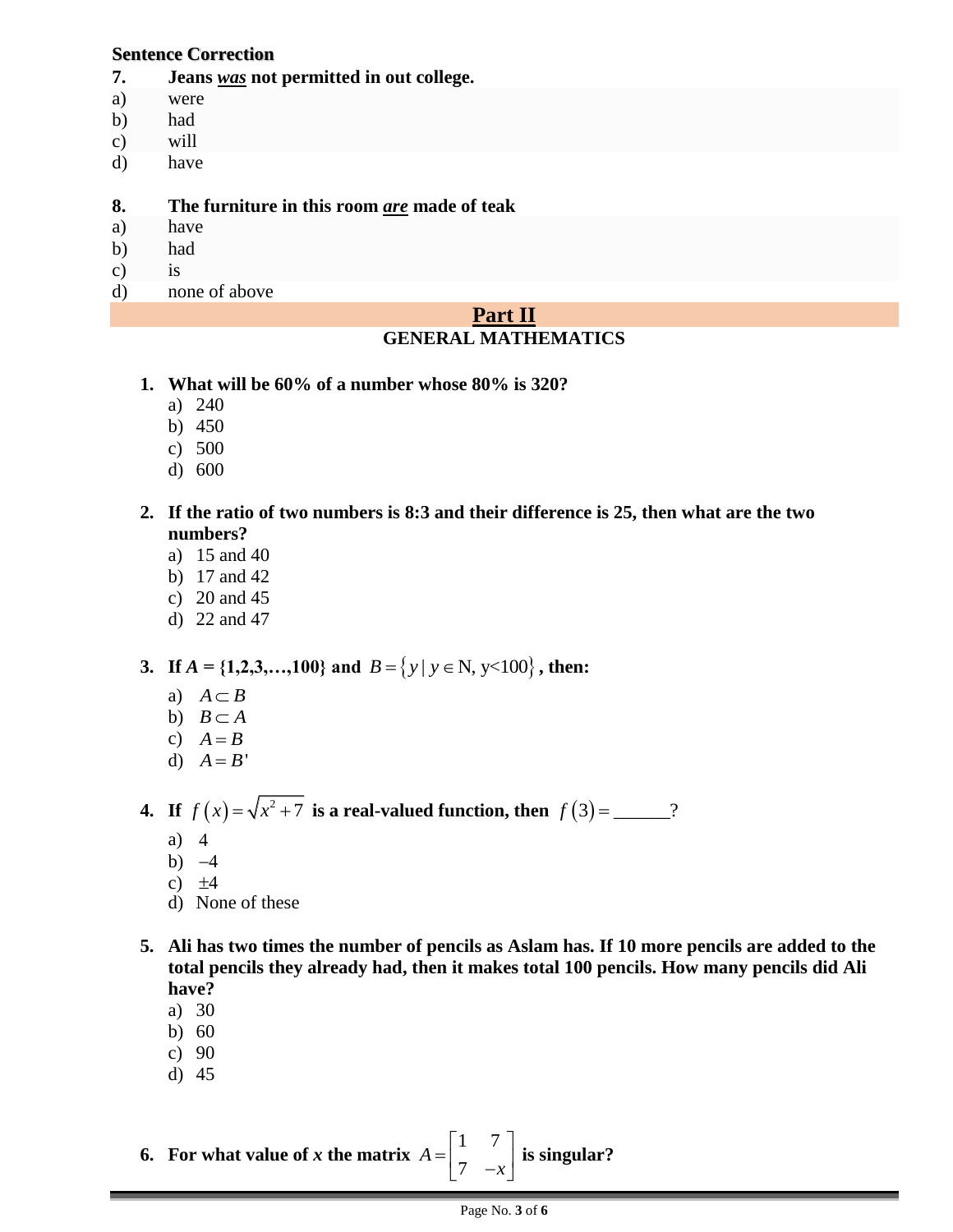**Sentence Correction**

**7. Jeans _**was**_ not permitted in out college.**

a) were
b) had
c) will
d) have

**8. The furniture in this room _**are**_ made of teak**

a) have
b) had
c) is
d) none of above

## Part II

### GENERAL MATHEMATICS

1. **What will be 60% of a number whose 80% is 320?**
   a) 240
   b) 450
   c) 500
   d) 600

2. **If the ratio of two numbers is 8:3 and their difference is 25, then what are the two numbers?**
   a) 15 and 40
   b) 17 and 42
   c) 20 and 45
   d) 22 and 47

3. **If $A = \{1,2,3,\ldots,100\}$ and $B = \{y \mid y \in \mathrm{N},\ y<100\}$, then:**
   a) $A \subset B$
   b) $B \subset A$
   c) $A = B$
   d) $A = B'$

4. **If $f(x) = \sqrt{x^2 + 7}$ is a real-valued function, then $f(3) =$ ______?**
   a) $4$
   b) $-4$
   c) $\pm 4$
   d) None of these

5. **Ali has two times the number of pencils as Aslam has. If 10 more pencils are added to the total pencils they already had, then it makes total 100 pencils. How many pencils did Ali have?**
   a) 30
   b) 60
   c) 90
   d) 45

6. **For what value of $x$ the matrix $A = \begin{bmatrix} 1 & 7 \\ 7 & -x \end{bmatrix}$ is singular?**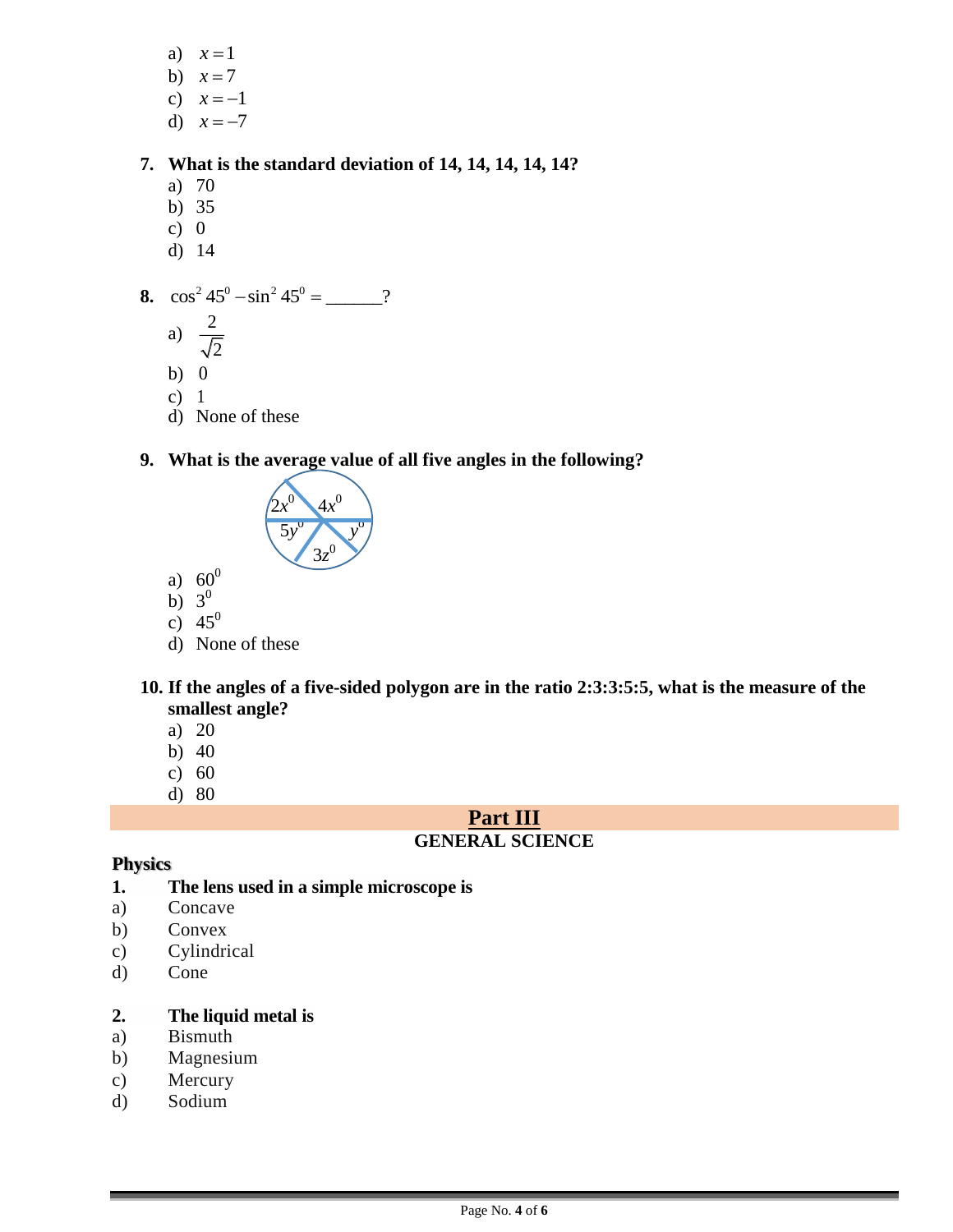a) $x = 1$
b) $x = 7$
c) $x = -1$
d) $x = -7$

**7. What is the standard deviation of 14, 14, 14, 14, 14?**

a) 70
b) 35
c) 0
d) 14

**8.** $\cos^2 45^0 - \sin^2 45^0 =$ ______?

a) $\dfrac{2}{\sqrt{2}}$
b) 0
c) 1
d) None of these

**9. What is the average value of all five angles in the following?**

$2x^0$, $4x^0$, $5y^0$, $y^0$, $3z^0$

a) $60^0$
b) $3^0$
c) $45^0$
d) None of these

**10. If the angles of a five-sided polygon are in the ratio 2:3:3:5:5, what is the measure of the smallest angle?**

a) 20
b) 40
c) 60
d) 80

## Part III

### GENERAL SCIENCE

**Physics**

**1. The lens used in a simple microscope is**

a) Concave
b) Convex
c) Cylindrical
d) Cone

**2. The liquid metal is**

a) Bismuth
b) Magnesium
c) Mercury
d) Sodium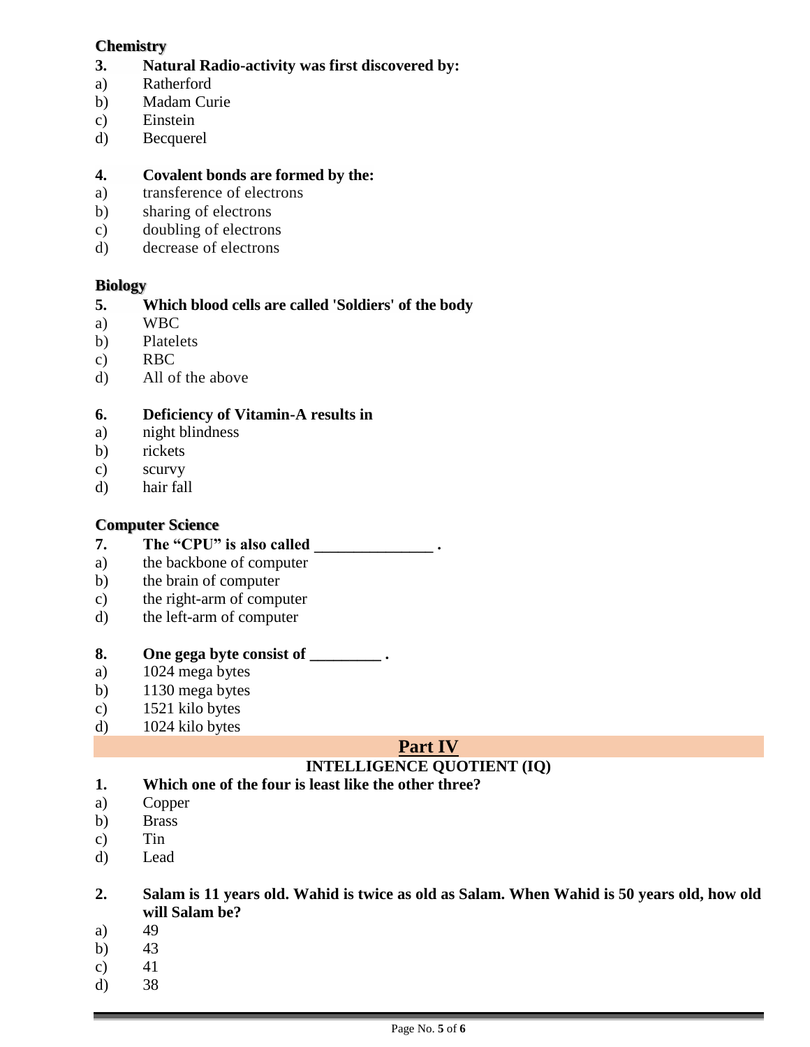**Chemistry**

**3. Natural Radio-activity was first discovered by:**

a) Ratherford
b) Madam Curie
c) Einstein
d) Becquerel

**4. Covalent bonds are formed by the:**

a) transference of electrons
b) sharing of electrons
c) doubling of electrons
d) decrease of electrons

**Biology**

**5. Which blood cells are called 'Soldiers' of the body**

a) WBC
b) Platelets
c) RBC
d) All of the above

**6. Deficiency of Vitamin-A results in**

a) night blindness
b) rickets
c) scurvy
d) hair fall

**Computer Science**

**7. The "CPU" is also called _______________ .**

a) the backbone of computer
b) the brain of computer
c) the right-arm of computer
d) the left-arm of computer

**8. One gega byte consist of _________ .**

a) 1024 mega bytes
b) 1130 mega bytes
c) 1521 kilo bytes
d) 1024 kilo bytes

## Part IV

### INTELLIGENCE QUOTIENT (IQ)

**1. Which one of the four is least like the other three?**

a) Copper
b) Brass
c) Tin
d) Lead

**2. Salam is 11 years old. Wahid is twice as old as Salam. When Wahid is 50 years old, how old will Salam be?**

a) 49
b) 43
c) 41
d) 38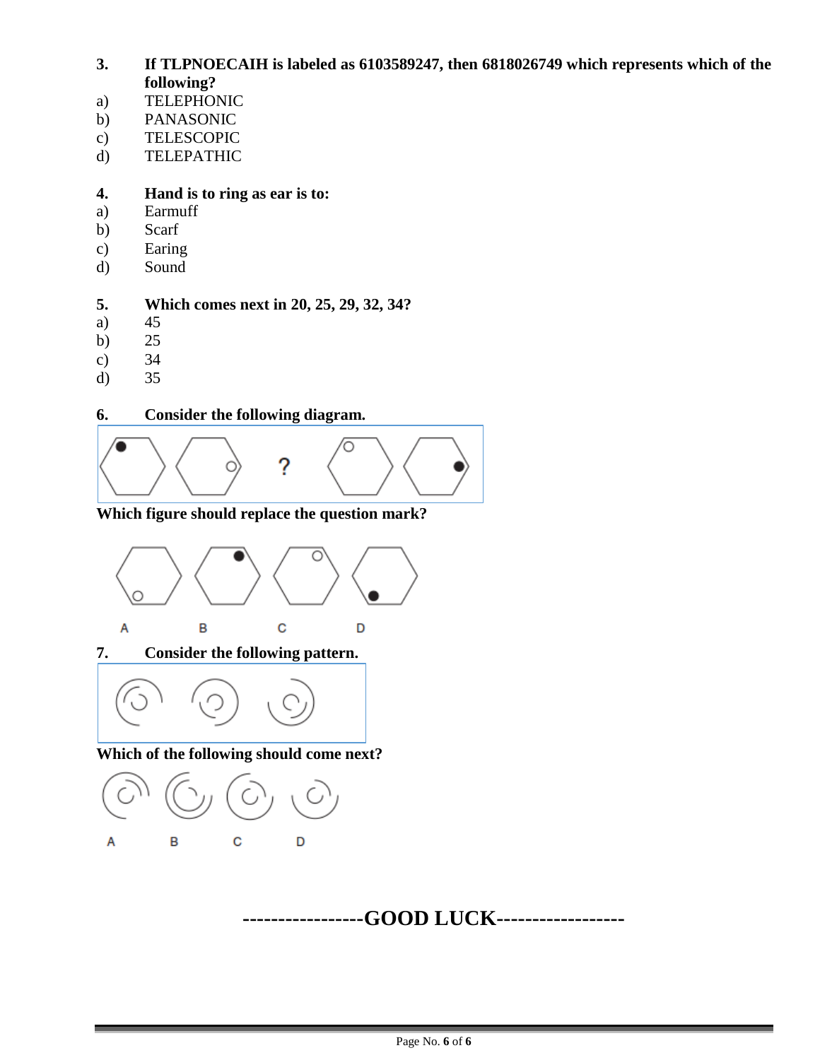**3. If TLPNOECAIH is labeled as 6103589247, then 6818026749 which represents which of the following?**

a) TELEPHONIC
b) PANASONIC
c) TELESCOPIC
d) TELEPATHIC

**4. Hand is to ring as ear is to:**

a) Earmuff
b) Scarf
c) Earing
d) Sound

**5. Which comes next in 20, 25, 29, 32, 34?**

a) 45
b) 25
c) 34
d) 35

**6. Consider the following diagram.**

?

**Which figure should replace the question mark?**

A B C D

**7. Consider the following pattern.**

**Which of the following should come next?**

A B C D

**-----------------GOOD LUCK------------------**